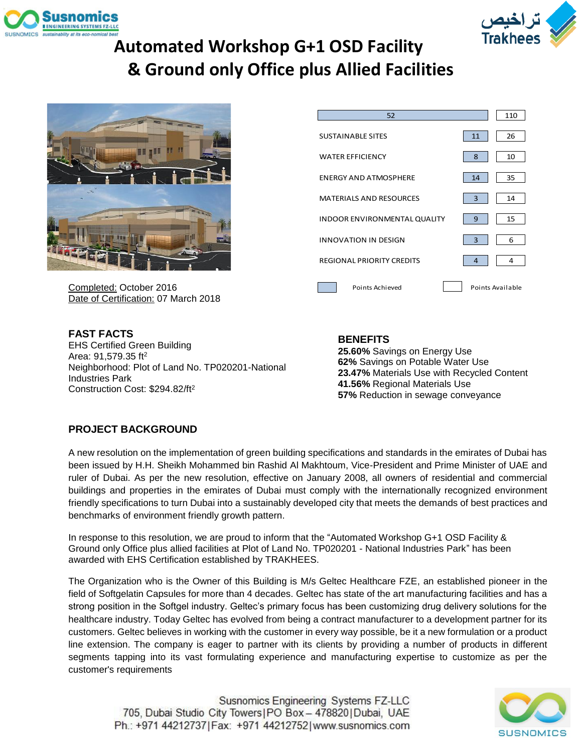# Automated Workshop G+1 OSD Facility & Ground only Office plus Allied Facilities

| Category | Points Achieved | Points Available |
|---|---|---|
| | 52 | 110 |
| SUSTAINABLE SITES | 11 | 26 |
| WATER EFFICIENCY | 8 | 10 |
| ENERGY AND ATMOSPHERE | 14 | 35 |
| MATERIALS AND RESOURCES | 3 | 14 |
| INDOOR ENVIRONMENTAL QUALITY | 9 | 15 |
| INNOVATION IN DESIGN | 3 | 6 |
| REGIONAL PRIORITY CREDITS | 4 | 4 |

Completed: October 2016
Date of Certification: 07 March 2018

## FAST FACTS

EHS Certified Green Building
Area: 91,579.35 ft$^2$
Neighborhood: Plot of Land No. TP020201-National Industries Park
Construction Cost: \$294.82/ft$^2$

## BENEFITS

**25.60%** Savings on Energy Use
**62%** Savings on Potable Water Use
**23.47%** Materials Use with Recycled Content
**41.56%** Regional Materials Use
**57%** Reduction in sewage conveyance

## PROJECT BACKGROUND

A new resolution on the implementation of green building specifications and standards in the emirates of Dubai has been issued by H.H. Sheikh Mohammed bin Rashid Al Makhtoum, Vice-President and Prime Minister of UAE and ruler of Dubai. As per the new resolution, effective on January 2008, all owners of residential and commercial buildings and properties in the emirates of Dubai must comply with the internationally recognized environment friendly specifications to turn Dubai into a sustainably developed city that meets the demands of best practices and benchmarks of environment friendly growth pattern.

In response to this resolution, we are proud to inform that the “Automated Workshop G+1 OSD Facility & Ground only Office plus allied facilities at Plot of Land No. TP020201 - National Industries Park” has been awarded with EHS Certification established by TRAKHEES.

The Organization who is the Owner of this Building is M/s Geltec Healthcare FZE, an established pioneer in the field of Softgelatin Capsules for more than 4 decades. Geltec has state of the art manufacturing facilities and has a strong position in the Softgel industry. Geltec’s primary focus has been customizing drug delivery solutions for the healthcare industry. Today Geltec has evolved from being a contract manufacturer to a development partner for its customers. Geltec believes in working with the customer in every way possible, be it a new formulation or a product line extension. The company is eager to partner with its clients by providing a number of products in different segments tapping into its vast formulating experience and manufacturing expertise to customize as per the customer's requirements

Susnomics Engineering Systems FZ-LLC
705, Dubai Studio City Towers | PO Box – 478820 | Dubai, UAE
Ph.: +971 44212737 | Fax: +971 44212752 | www.susnomics.com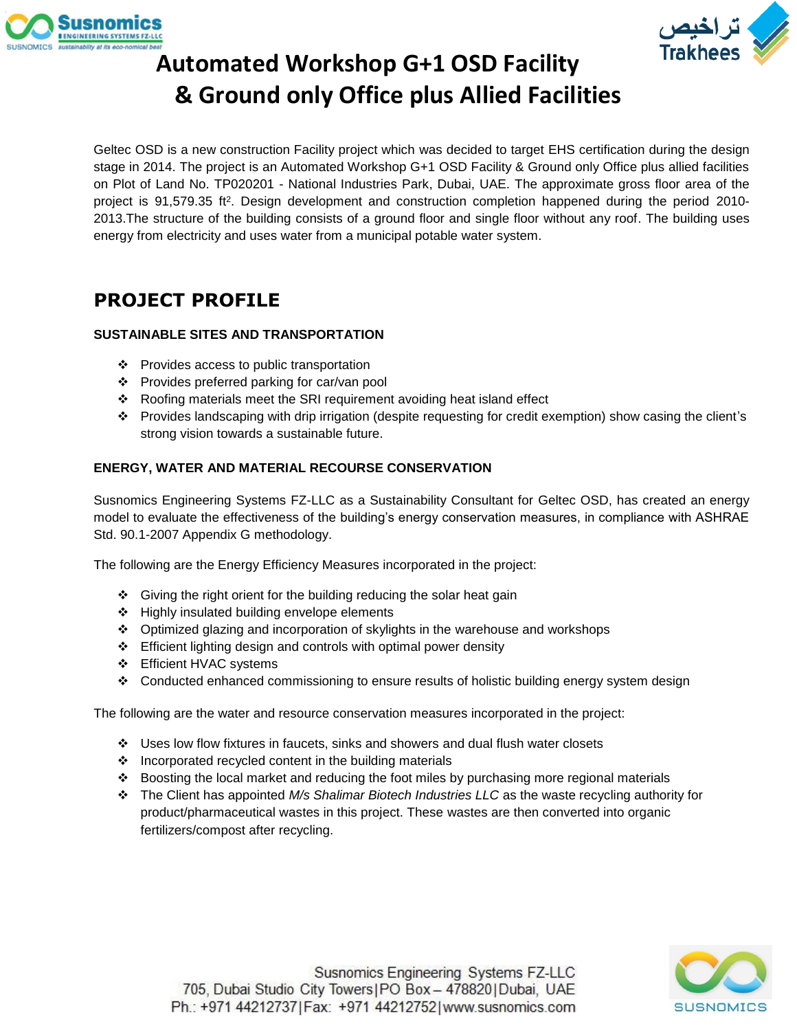# Automated Workshop G+1 OSD Facility & Ground only Office plus Allied Facilities

Geltec OSD is a new construction Facility project which was decided to target EHS certification during the design stage in 2014. The project is an Automated Workshop G+1 OSD Facility & Ground only Office plus allied facilities on Plot of Land No. TP020201 - National Industries Park, Dubai, UAE. The approximate gross floor area of the project is 91,579.35 ft$^2$. Design development and construction completion happened during the period 2010-2013.The structure of the building consists of a ground floor and single floor without any roof. The building uses energy from electricity and uses water from a municipal potable water system.

## PROJECT PROFILE

### SUSTAINABLE SITES AND TRANSPORTATION

- Provides access to public transportation
- Provides preferred parking for car/van pool
- Roofing materials meet the SRI requirement avoiding heat island effect
- Provides landscaping with drip irrigation (despite requesting for credit exemption) show casing the client's strong vision towards a sustainable future.

### ENERGY, WATER AND MATERIAL RECOURSE CONSERVATION

Susnomics Engineering Systems FZ-LLC as a Sustainability Consultant for Geltec OSD, has created an energy model to evaluate the effectiveness of the building's energy conservation measures, in compliance with ASHRAE Std. 90.1-2007 Appendix G methodology.

The following are the Energy Efficiency Measures incorporated in the project:

- Giving the right orient for the building reducing the solar heat gain
- Highly insulated building envelope elements
- Optimized glazing and incorporation of skylights in the warehouse and workshops
- Efficient lighting design and controls with optimal power density
- Efficient HVAC systems
- Conducted enhanced commissioning to ensure results of holistic building energy system design

The following are the water and resource conservation measures incorporated in the project:

- Uses low flow fixtures in faucets, sinks and showers and dual flush water closets
- Incorporated recycled content in the building materials
- Boosting the local market and reducing the foot miles by purchasing more regional materials
- The Client has appointed *M/s Shalimar Biotech Industries LLC* as the waste recycling authority for product/pharmaceutical wastes in this project. These wastes are then converted into organic fertilizers/compost after recycling.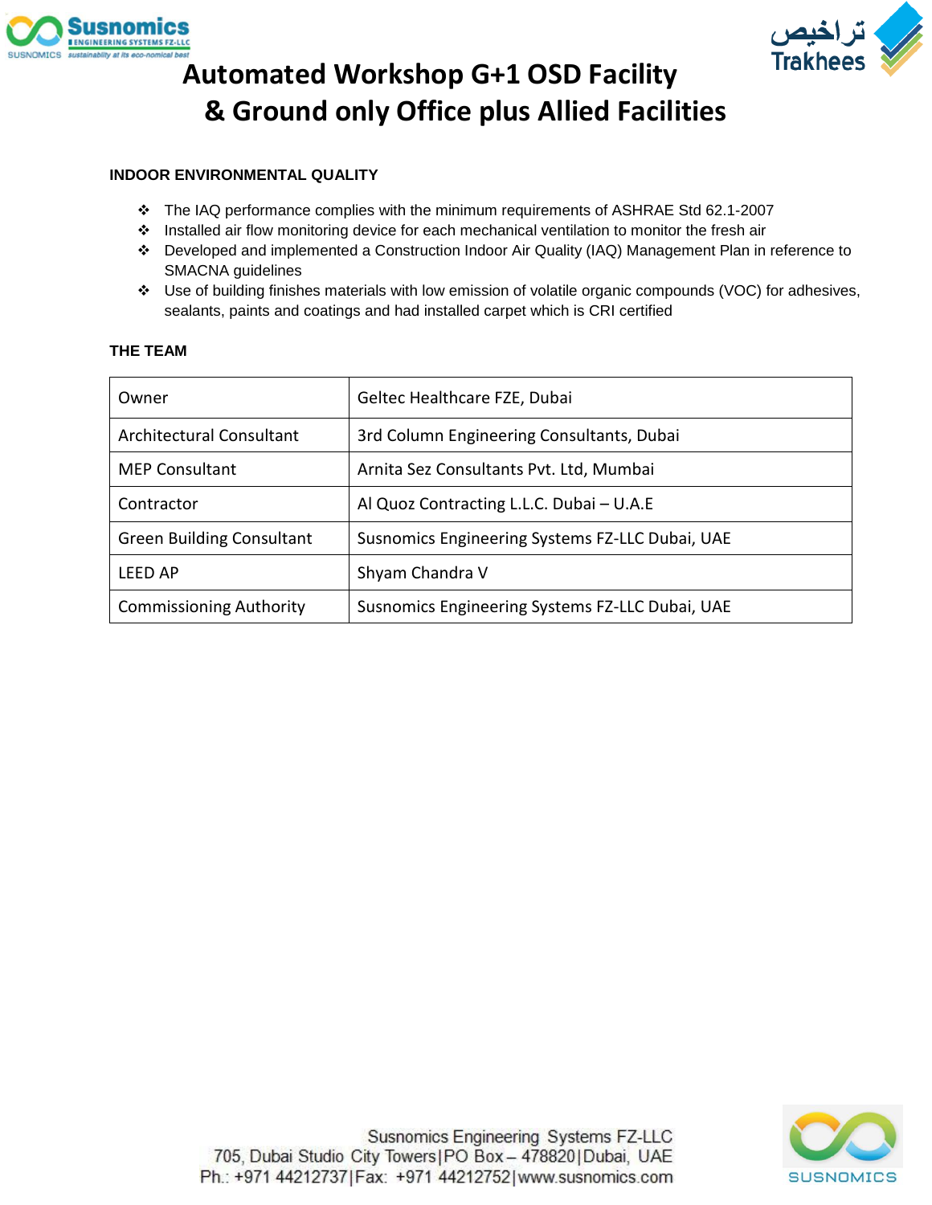# Automated Workshop G+1 OSD Facility & Ground only Office plus Allied Facilities

## INDOOR ENVIRONMENTAL QUALITY

- The IAQ performance complies with the minimum requirements of ASHRAE Std 62.1-2007
- Installed air flow monitoring device for each mechanical ventilation to monitor the fresh air
- Developed and implemented a Construction Indoor Air Quality (IAQ) Management Plan in reference to SMACNA guidelines
- Use of building finishes materials with low emission of volatile organic compounds (VOC) for adhesives, sealants, paints and coatings and had installed carpet which is CRI certified

## THE TEAM

| | |
|---|---|
| Owner | Geltec Healthcare FZE, Dubai |
| Architectural Consultant | 3rd Column Engineering Consultants, Dubai |
| MEP Consultant | Arnita Sez Consultants Pvt. Ltd, Mumbai |
| Contractor | Al Quoz Contracting L.L.C. Dubai – U.A.E |
| Green Building Consultant | Susnomics Engineering Systems FZ-LLC Dubai, UAE |
| LEED AP | Shyam Chandra V |
| Commissioning Authority | Susnomics Engineering Systems FZ-LLC Dubai, UAE |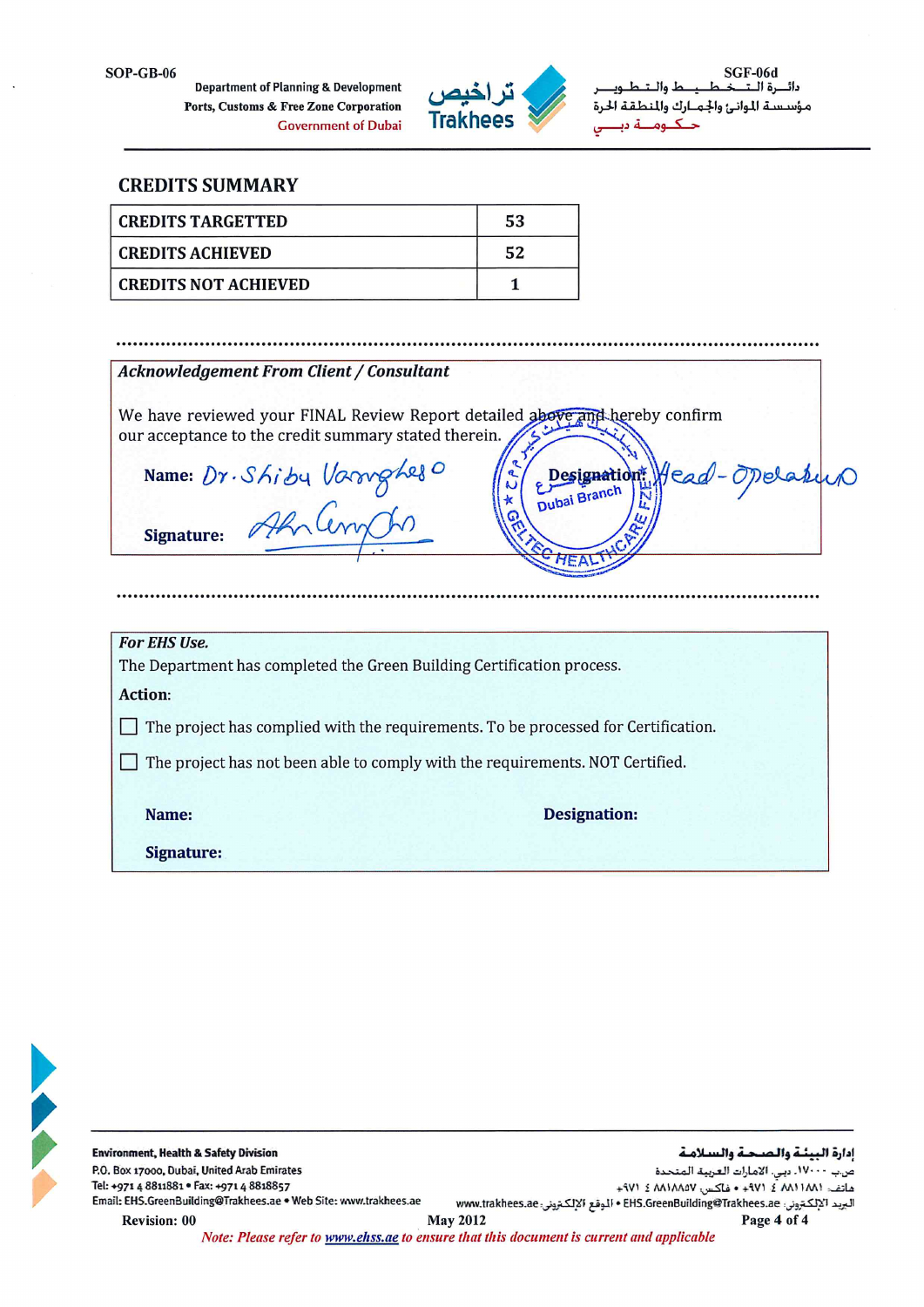## CREDITS SUMMARY

| | |
|---|---|
| CREDITS TARGETTED | 53 |
| CREDITS ACHIEVED | 52 |
| CREDITS NOT ACHIEVED | 1 |

---

***Acknowledgement From Client / Consultant***

We have reviewed your FINAL Review Report detailed above and hereby confirm our acceptance to the credit summary stated therein.

**Name:** Dr. Shibu Varughese **Designation:** Head-Operations

**Signature:**

---

***For EHS Use.***

The Department has completed the Green Building Certification process.

**Action:**

☐ The project has complied with the requirements. To be processed for Certification.

☐ The project has not been able to comply with the requirements. NOT Certified.

**Name:** **Designation:**

**Signature:**

**Note:** *Please refer to www.ehss.ae to ensure that this document is current and applicable*